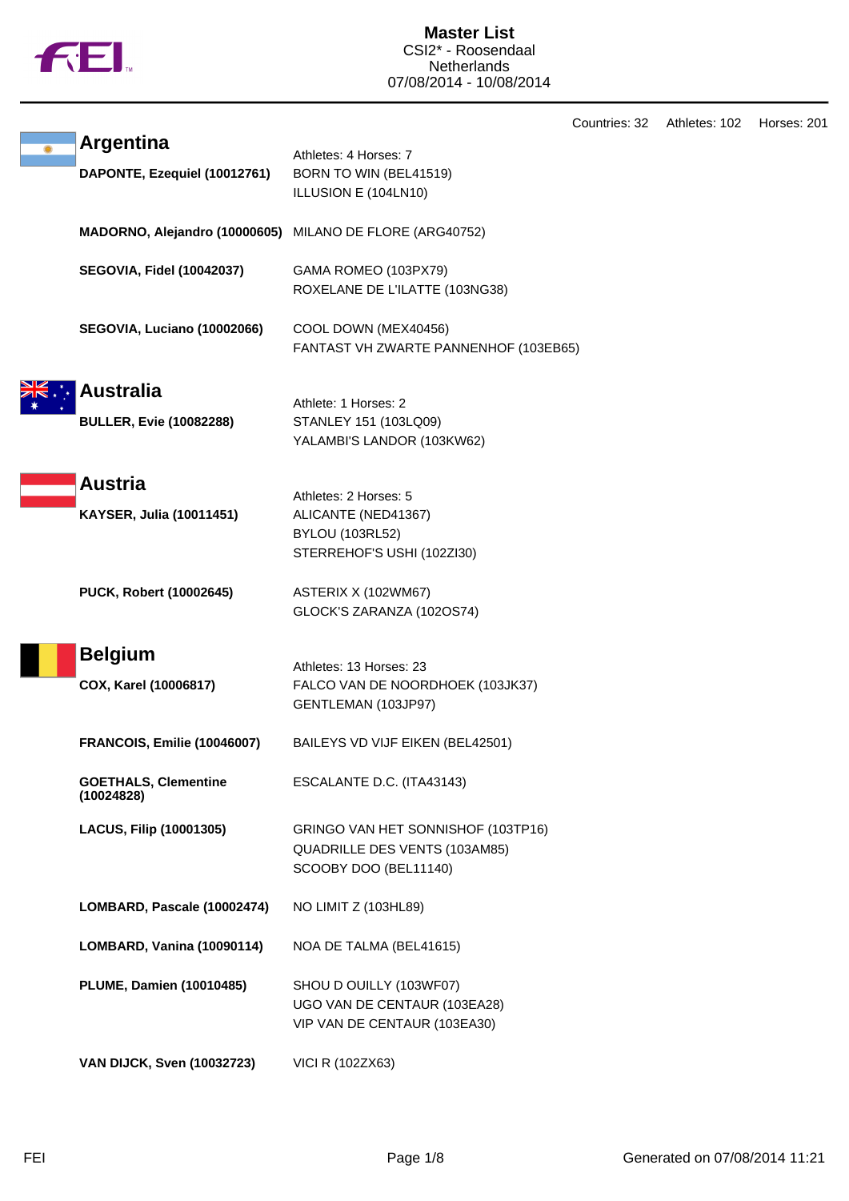# Master List

CSI2* - Roosendaal
Netherlands
07/08/2014 - 10/08/2014

Countries: 32 Athletes: 102 Horses: 201

## Argentina

Athletes: 4 Horses: 7

| Athlete | Horses |
|---|---|
| **DAPONTE, Ezequiel (10012761)** | BORN TO WIN (BEL41519)<br>ILLUSION E (104LN10) |
| **MADORNO, Alejandro (10000605)** | MILANO DE FLORE (ARG40752) |
| **SEGOVIA, Fidel (10042037)** | GAMA ROMEO (103PX79)<br>ROXELANE DE L'ILATTE (103NG38) |
| **SEGOVIA, Luciano (10002066)** | COOL DOWN (MEX40456)<br>FANTAST VH ZWARTE PANNENHOF (103EB65) |

## Australia

Athlete: 1 Horses: 2

| Athlete | Horses |
|---|---|
| **BULLER, Evie (10082288)** | STANLEY 151 (103LQ09)<br>YALAMBI'S LANDOR (103KW62) |

## Austria

Athletes: 2 Horses: 5

| Athlete | Horses |
|---|---|
| **KAYSER, Julia (10011451)** | ALICANTE (NED41367)<br>BYLOU (103RL52)<br>STERREHOF'S USHI (102ZI30) |
| **PUCK, Robert (10002645)** | ASTERIX X (102WM67)<br>GLOCK'S ZARANZA (102OS74) |

## Belgium

Athletes: 13 Horses: 23

| Athlete | Horses |
|---|---|
| **COX, Karel (10006817)** | FALCO VAN DE NOORDHOEK (103JK37)<br>GENTLEMAN (103JP97) |
| **FRANCOIS, Emilie (10046007)** | BAILEYS VD VIJF EIKEN (BEL42501) |
| **GOETHALS, Clementine (10024828)** | ESCALANTE D.C. (ITA43143) |
| **LACUS, Filip (10001305)** | GRINGO VAN HET SONNISHOF (103TP16)<br>QUADRILLE DES VENTS (103AM85)<br>SCOOBY DOO (BEL11140) |
| **LOMBARD, Pascale (10002474)** | NO LIMIT Z (103HL89) |
| **LOMBARD, Vanina (10090114)** | NOA DE TALMA (BEL41615) |
| **PLUME, Damien (10010485)** | SHOU D OUILLY (103WF07)<br>UGO VAN DE CENTAUR (103EA28)<br>VIP VAN DE CENTAUR (103EA30) |
| **VAN DIJCK, Sven (10032723)** | VICI R (102ZX63) |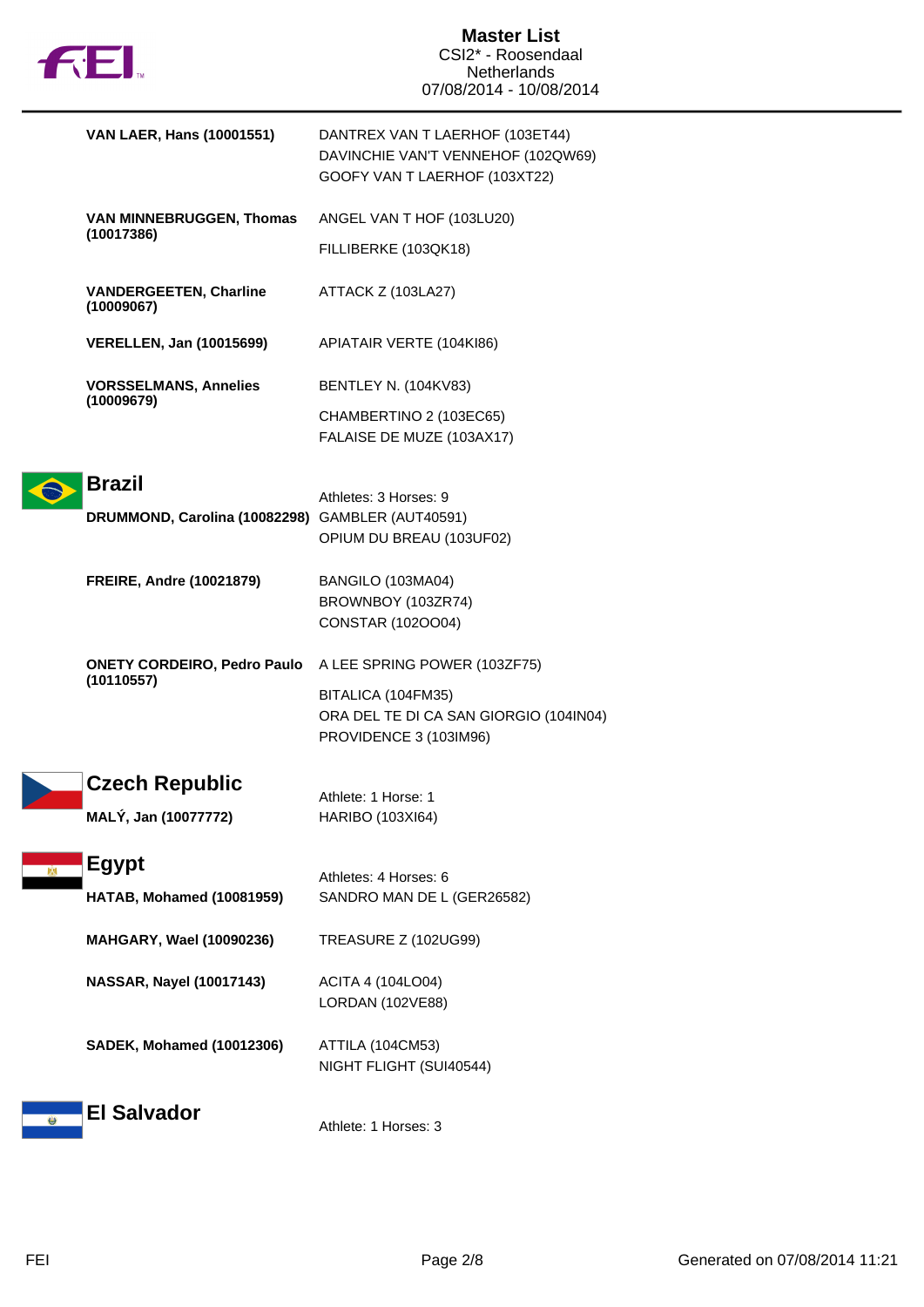| Athlete | Horses |
|---|---|
| **VAN LAER, Hans (10001551)** | DANTREX VAN T LAERHOF (103ET44)<br>DAVINCHIE VAN'T VENNEHOF (102QW69)<br>GOOFY VAN T LAERHOF (103XT22) |
| **VAN MINNEBRUGGEN, Thomas (10017386)** | ANGEL VAN T HOF (103LU20)<br>FILLIBERKE (103QK18) |
| **VANDERGEETEN, Charline (10009067)** | ATTACK Z (103LA27) |
| **VERELLEN, Jan (10015699)** | APIATAIR VERTE (104KI86) |
| **VORSSELMANS, Annelies (10009679)** | BENTLEY N. (104KV83)<br>CHAMBERTINO 2 (103EC65)<br>FALAISE DE MUZE (103AX17) |

## Brazil

Athletes: 3 Horses: 9

| Athlete | Horses |
|---|---|
| **DRUMMOND, Carolina (10082298)** | GAMBLER (AUT40591)<br>OPIUM DU BREAU (103UF02) |
| **FREIRE, Andre (10021879)** | BANGILO (103MA04)<br>BROWNBOY (103ZR74)<br>CONSTAR (102OO04) |
| **ONETY CORDEIRO, Pedro Paulo (10110557)** | A LEE SPRING POWER (103ZF75)<br>BITALICA (104FM35)<br>ORA DEL TE DI CA SAN GIORGIO (104IN04)<br>PROVIDENCE 3 (103IM96) |

## Czech Republic

Athlete: 1 Horse: 1

| Athlete | Horses |
|---|---|
| **MALÝ, Jan (10077772)** | HARIBO (103XI64) |

## Egypt

Athletes: 4 Horses: 6

| Athlete | Horses |
|---|---|
| **HATAB, Mohamed (10081959)** | SANDRO MAN DE L (GER26582) |
| **MAHGARY, Wael (10090236)** | TREASURE Z (102UG99) |
| **NASSAR, Nayel (10017143)** | ACITA 4 (104LO04)<br>LORDAN (102VE88) |
| **SADEK, Mohamed (10012306)** | ATTILA (104CM53)<br>NIGHT FLIGHT (SUI40544) |

## El Salvador

Athlete: 1 Horses: 3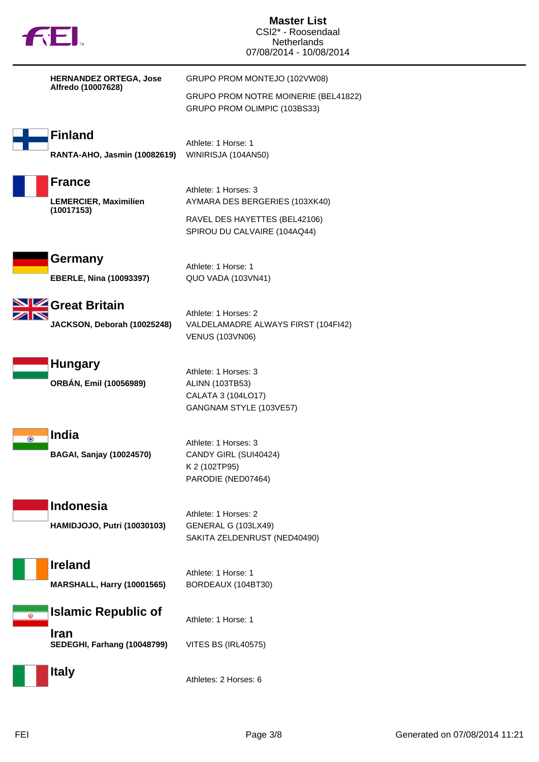**HERNANDEZ ORTEGA, Jose Alfredo (10007628)**

GRUPO PROM MONTEJO (102VW08)
GRUPO PROM NOTRE MOINERIE (BEL41822)
GRUPO PROM OLIMPIC (103BS33)

## Finland

Athlete: 1 Horse: 1

**RANTA-AHO, Jasmin (10082619)**

WINIRISJA (104AN50)

## France

Athlete: 1 Horses: 3

**LEMERCIER, Maximilien (10017153)**

AYMARA DES BERGERIES (103XK40)
RAVEL DES HAYETTES (BEL42106)
SPIROU DU CALVAIRE (104AQ44)

## Germany

Athlete: 1 Horse: 1

**EBERLE, Nina (10093397)**

QUO VADA (103VN41)

## Great Britain

Athlete: 1 Horses: 2

**JACKSON, Deborah (10025248)**

VALDELAMADRE ALWAYS FIRST (104FI42)
VENUS (103VN06)

## Hungary

Athlete: 1 Horses: 3

**ORBÁN, Emil (10056989)**

ALINN (103TB53)
CALATA 3 (104LO17)
GANGNAM STYLE (103VE57)

## India

Athlete: 1 Horses: 3

**BAGAI, Sanjay (10024570)**

CANDY GIRL (SUI40424)
K 2 (102TP95)
PARODIE (NED07464)

## Indonesia

Athlete: 1 Horses: 2

**HAMIDJOJO, Putri (10030103)**

GENERAL G (103LX49)
SAKITA ZELDENRUST (NED40490)

## Ireland

Athlete: 1 Horse: 1

**MARSHALL, Harry (10001565)**

BORDEAUX (104BT30)

## Islamic Republic of Iran

Athlete: 1 Horse: 1

**SEDEGHI, Farhang (10048799)**

VITES BS (IRL40575)

## Italy

Athletes: 2 Horses: 6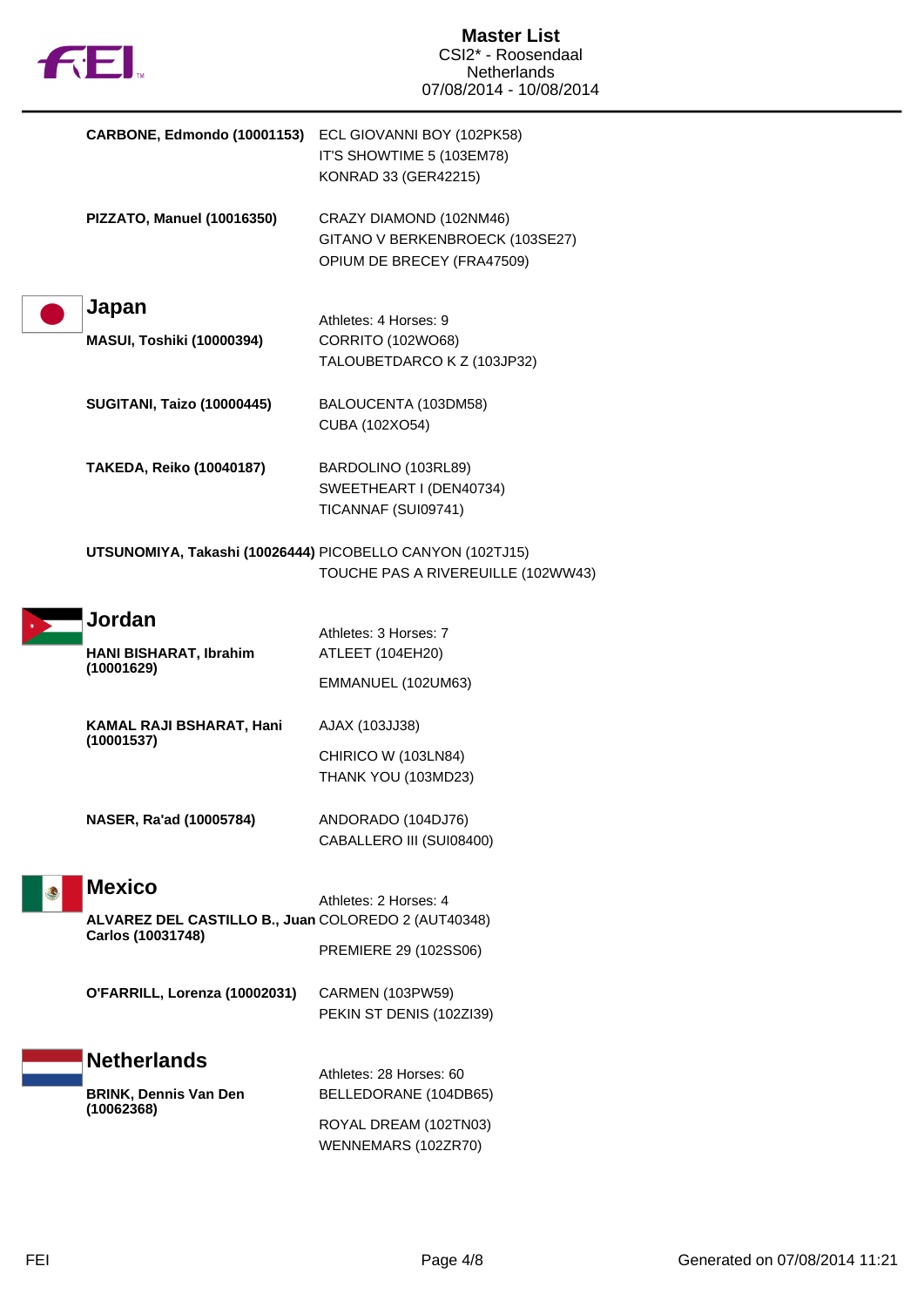**CARBONE, Edmondo (10001153)**
- ECL GIOVANNI BOY (102PK58)
- IT'S SHOWTIME 5 (103EM78)
- KONRAD 33 (GER42215)

**PIZZATO, Manuel (10016350)**
- CRAZY DIAMOND (102NM46)
- GITANO V BERKENBROECK (103SE27)
- OPIUM DE BRECEY (FRA47509)

## Japan

Athletes: 4 Horses: 9

**MASUI, Toshiki (10000394)**
- CORRITO (102WO68)
- TALOUBETDARCO K Z (103JP32)

**SUGITANI, Taizo (10000445)**
- BALOUCENTA (103DM58)
- CUBA (102XO54)

**TAKEDA, Reiko (10040187)**
- BARDOLINO (103RL89)
- SWEETHEART I (DEN40734)
- TICANNAF (SUI09741)

**UTSUNOMIYA, Takashi (10026444)**
- PICOBELLO CANYON (102TJ15)
- TOUCHE PAS A RIVEREUILLE (102WW43)

## Jordan

Athletes: 3 Horses: 7

**HANI BISHARAT, Ibrahim (10001629)**
- ATLEET (104EH20)
- EMMANUEL (102UM63)

**KAMAL RAJI BSHARAT, Hani (10001537)**
- AJAX (103JJ38)
- CHIRICO W (103LN84)
- THANK YOU (103MD23)

**NASER, Ra'ad (10005784)**
- ANDORADO (104DJ76)
- CABALLERO III (SUI08400)

## Mexico

Athletes: 2 Horses: 4

**ALVAREZ DEL CASTILLO B., Juan Carlos (10031748)**
- COLOREDO 2 (AUT40348)
- PREMIERE 29 (102SS06)

**O'FARRILL, Lorenza (10002031)**
- CARMEN (103PW59)
- PEKIN ST DENIS (102ZI39)

## Netherlands

Athletes: 28 Horses: 60

**BRINK, Dennis Van Den (10062368)**
- BELLEDORANE (104DB65)
- ROYAL DREAM (102TN03)
- WENNEMARS (102ZR70)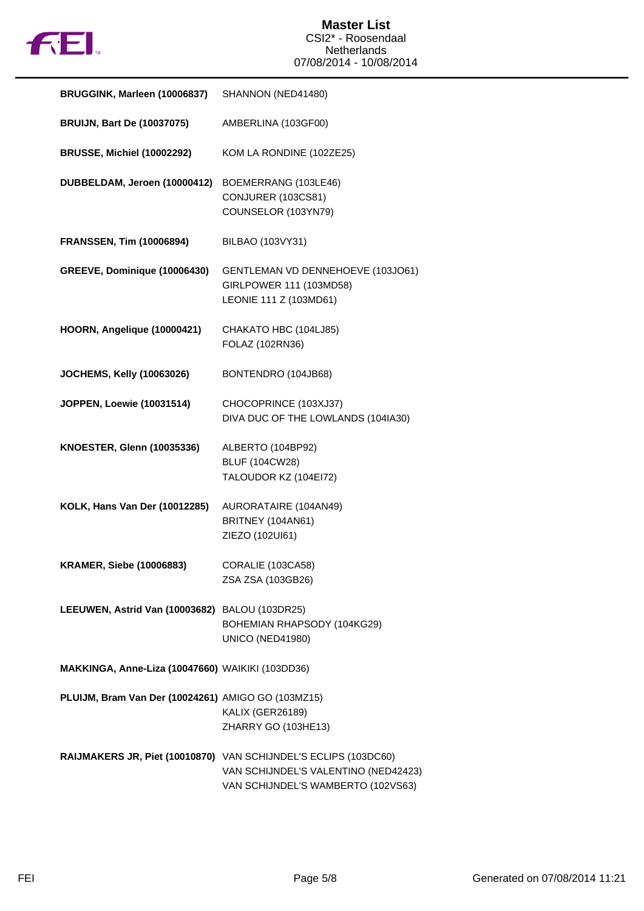# Master List

CSI2* - Roosendaal
Netherlands
07/08/2014 - 10/08/2014

| Rider | Horses |
|---|---|
| **BRUGGINK, Marleen (10006837)** | SHANNON (NED41480) |
| **BRUIJN, Bart De (10037075)** | AMBERLINA (103GF00) |
| **BRUSSE, Michiel (10002292)** | KOM LA RONDINE (102ZE25) |
| **DUBBELDAM, Jeroen (10000412)** | BOEMERRANG (103LE46)<br>CONJURER (103CS81)<br>COUNSELOR (103YN79) |
| **FRANSSEN, Tim (10006894)** | BILBAO (103VY31) |
| **GREEVE, Dominique (10006430)** | GENTLEMAN VD DENNEHOEVE (103JO61)<br>GIRLPOWER 111 (103MD58)<br>LEONIE 111 Z (103MD61) |
| **HOORN, Angelique (10000421)** | CHAKATO HBC (104LJ85)<br>FOLAZ (102RN36) |
| **JOCHEMS, Kelly (10063026)** | BONTENDRO (104JB68) |
| **JOPPEN, Loewie (10031514)** | CHOCOPRINCE (103XJ37)<br>DIVA DUC OF THE LOWLANDS (104IA30) |
| **KNOESTER, Glenn (10035336)** | ALBERTO (104BP92)<br>BLUF (104CW28)<br>TALOUDOR KZ (104EI72) |
| **KOLK, Hans Van Der (10012285)** | AURORATAIRE (104AN49)<br>BRITNEY (104AN61)<br>ZIEZO (102UI61) |
| **KRAMER, Siebe (10006883)** | CORALIE (103CA58)<br>ZSA ZSA (103GB26) |
| **LEEUWEN, Astrid Van (10003682)** | BALOU (103DR25)<br>BOHEMIAN RHAPSODY (104KG29)<br>UNICO (NED41980) |
| **MAKKINGA, Anne-Liza (10047660)** | WAIKIKI (103DD36) |
| **PLUIJM, Bram Van Der (10024261)** | AMIGO GO (103MZ15)<br>KALIX (GER26189)<br>ZHARRY GO (103HE13) |
| **RAIJMAKERS JR, Piet (10010870)** | VAN SCHIJNDEL'S ECLIPS (103DC60)<br>VAN SCHIJNDEL'S VALENTINO (NED42423)<br>VAN SCHIJNDEL'S WAMBERTO (102VS63) |

Generated on 07/08/2014 11:21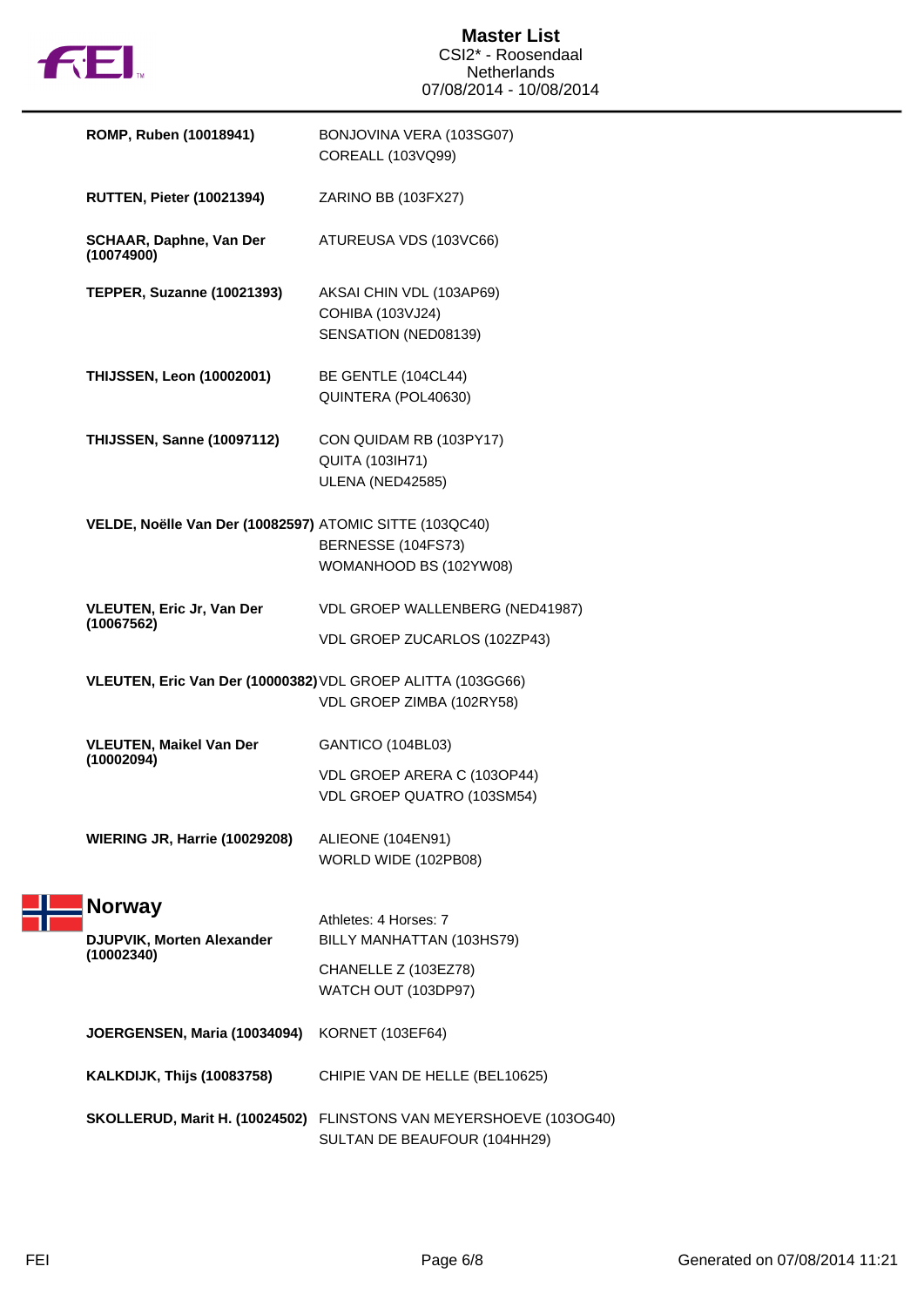| Athlete | Horses |
|---|---|
| **ROMP, Ruben (10018941)** | BONJOVINA VERA (103SG07) |
| | COREALL (103VQ99) |
| **RUTTEN, Pieter (10021394)** | ZARINO BB (103FX27) |
| **SCHAAR, Daphne, Van Der (10074900)** | ATUREUSA VDS (103VC66) |
| **TEPPER, Suzanne (10021393)** | AKSAI CHIN VDL (103AP69) |
| | COHIBA (103VJ24) |
| | SENSATION (NED08139) |
| **THIJSSEN, Leon (10002001)** | BE GENTLE (104CL44) |
| | QUINTERA (POL40630) |
| **THIJSSEN, Sanne (10097112)** | CON QUIDAM RB (103PY17) |
| | QUITA (103IH71) |
| | ULENA (NED42585) |
| **VELDE, Noëlle Van Der (10082597)** | ATOMIC SITTE (103QC40) |
| | BERNESSE (104FS73) |
| | WOMANHOOD BS (102YW08) |
| **VLEUTEN, Eric Jr, Van Der (10067562)** | VDL GROEP WALLENBERG (NED41987) |
| | VDL GROEP ZUCARLOS (102ZP43) |
| **VLEUTEN, Eric Van Der (10000382)** | VDL GROEP ALITTA (103GG66) |
| | VDL GROEP ZIMBA (102RY58) |
| **VLEUTEN, Maikel Van Der (10002094)** | GANTICO (104BL03) |
| | VDL GROEP ARERA C (103OP44) |
| | VDL GROEP QUATRO (103SM54) |
| **WIERING JR, Harrie (10029208)** | ALIEONE (104EN91) |
| | WORLD WIDE (102PB08) |

## Norway

Athletes: 4 Horses: 7

| Athlete | Horses |
|---|---|
| **DJUPVIK, Morten Alexander (10002340)** | BILLY MANHATTAN (103HS79) |
| | CHANELLE Z (103EZ78) |
| | WATCH OUT (103DP97) |
| **JOERGENSEN, Maria (10034094)** | KORNET (103EF64) |
| **KALKDIJK, Thijs (10083758)** | CHIPIE VAN DE HELLE (BEL10625) |
| **SKOLLERUD, Marit H. (10024502)** | FLINSTONS VAN MEYERSHOEVE (103OG40) |
| | SULTAN DE BEAUFOUR (104HH29) |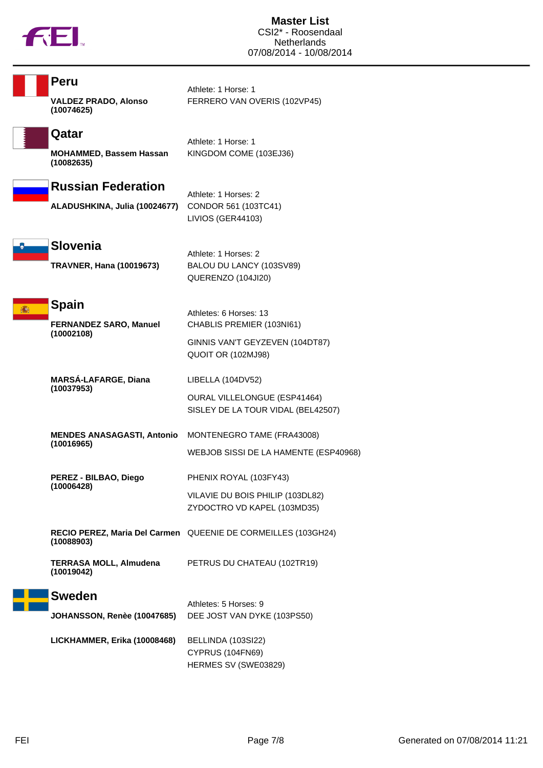# Master List

CSI2* - Roosendaal
Netherlands
07/08/2014 - 10/08/2014

## Peru

Athlete: 1 Horse: 1

| Athlete | Horses |
|---|---|
| **VALDEZ PRADO, Alonso (10074625)** | FERRERO VAN OVERIS (102VP45) |

## Qatar

Athlete: 1 Horse: 1

| Athlete | Horses |
|---|---|
| **MOHAMMED, Bassem Hassan (10082635)** | KINGDOM COME (103EJ36) |

## Russian Federation

Athlete: 1 Horses: 2

| Athlete | Horses |
|---|---|
| **ALADUSHKINA, Julia (10024677)** | CONDOR 561 (103TC41)<br>LIVIOS (GER44103) |

## Slovenia

Athlete: 1 Horses: 2

| Athlete | Horses |
|---|---|
| **TRAVNER, Hana (10019673)** | BALOU DU LANCY (103SV89)<br>QUERENZO (104JI20) |

## Spain

Athletes: 6 Horses: 13

| Athlete | Horses |
|---|---|
| **FERNANDEZ SARO, Manuel (10002108)** | CHABLIS PREMIER (103NI61)<br>GINNIS VAN'T GEYZEVEN (104DT87)<br>QUOIT OR (102MJ98) |
| **MARSÁ-LAFARGE, Diana (10037953)** | LIBELLA (104DV52)<br>OURAL VILLELONGUE (ESP41464)<br>SISLEY DE LA TOUR VIDAL (BEL42507) |
| **MENDES ANASAGASTI, Antonio (10016965)** | MONTENEGRO TAME (FRA43008)<br>WEBJOB SISSI DE LA HAMENTE (ESP40968) |
| **PEREZ - BILBAO, Diego (10006428)** | PHENIX ROYAL (103FY43)<br>VILAVIE DU BOIS PHILIP (103DL82)<br>ZYDOCTRO VD KAPEL (103MD35) |
| **RECIO PEREZ, Maria Del Carmen (10088903)** | QUEENIE DE CORMEILLES (103GH24) |
| **TERRASA MOLL, Almudena (10019042)** | PETRUS DU CHATEAU (102TR19) |

## Sweden

Athletes: 5 Horses: 9

| Athlete | Horses |
|---|---|
| **JOHANSSON, Renèe (10047685)** | DEE JOST VAN DYKE (103PS50) |
| **LICKHAMMER, Erika (10008468)** | BELLINDA (103SI22)<br>CYPRUS (104FN69)<br>HERMES SV (SWE03829) |

Generated on 07/08/2014 11:21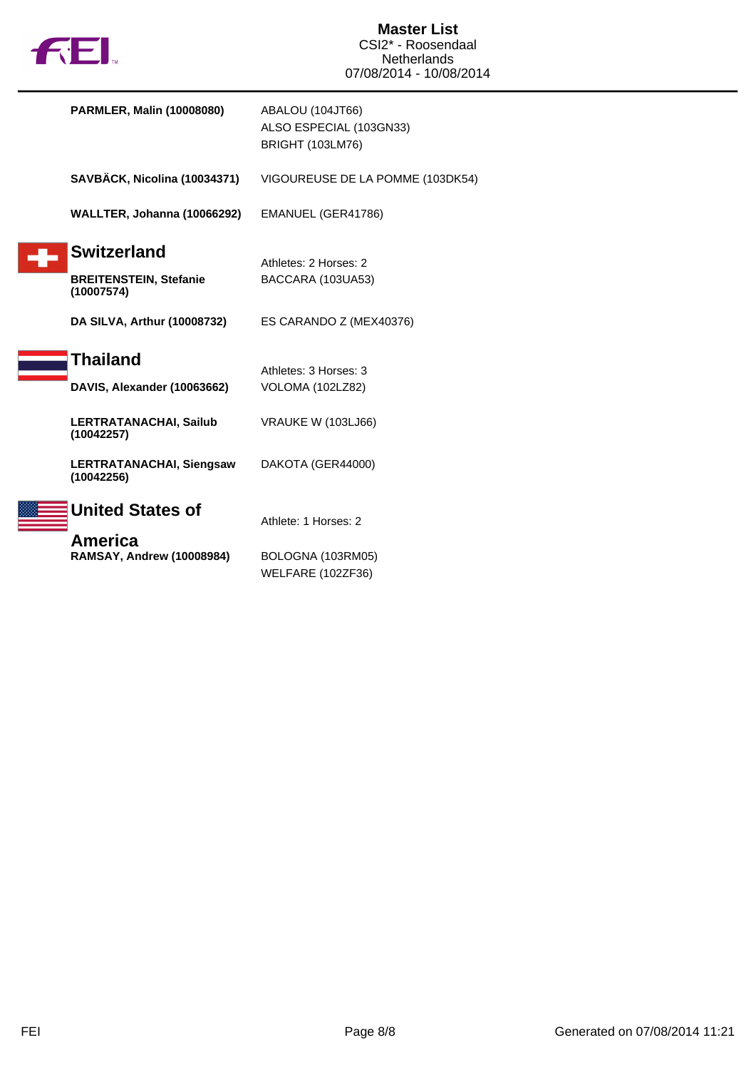| | |
|---|---|
| **PARMLER, Malin (10008080)** | ABALOU (104JT66)<br>ALSO ESPECIAL (103GN33)<br>BRIGHT (103LM76) |
| **SAVBÄCK, Nicolina (10034371)** | VIGOUREUSE DE LA POMME (103DK54) |
| **WALLTER, Johanna (10066292)** | EMANUEL (GER41786) |

## Switzerland

| | |
|---|---|
| | Athletes: 2 Horses: 2 |
| **BREITENSTEIN, Stefanie (10007574)** | BACCARA (103UA53) |
| **DA SILVA, Arthur (10008732)** | ES CARANDO Z (MEX40376) |

## Thailand

| | |
|---|---|
| | Athletes: 3 Horses: 3 |
| **DAVIS, Alexander (10063662)** | VOLOMA (102LZ82) |
| **LERTRATANACHAI, Sailub (10042257)** | VRAUKE W (103LJ66) |
| **LERTRATANACHAI, Siengsaw (10042256)** | DAKOTA (GER44000) |

## United States of America

| | |
|---|---|
| | Athlete: 1 Horses: 2 |
| **RAMSAY, Andrew (10008984)** | BOLOGNA (103RM05)<br>WELFARE (102ZF36) |